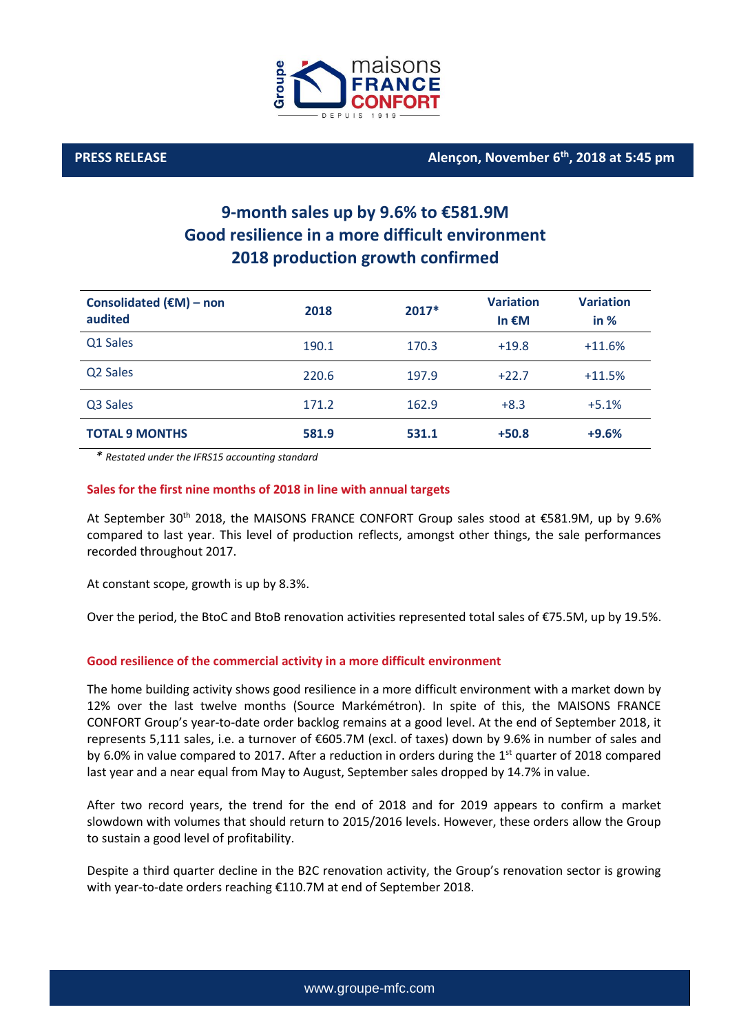**PRESS RELEASE** — **Alençon, November 6th, 2018 at 5:45 pm**

# 9-month sales up by 9.6% to €581.9M
# Good resilience in a more difficult environment
# 2018 production growth confirmed

| Consolidated (€M) – non audited | 2018 | 2017* | Variation In €M | Variation in % |
|---|---|---|---|---|
| Q1 Sales | 190.1 | 170.3 | +19.8 | +11.6% |
| Q2 Sales | 220.6 | 197.9 | +22.7 | +11.5% |
| Q3 Sales | 171.2 | 162.9 | +8.3 | +5.1% |
| **TOTAL 9 MONTHS** | **581.9** | **531.1** | **+50.8** | **+9.6%** |

\* *Restated under the IFRS15 accounting standard*

## Sales for the first nine months of 2018 in line with annual targets

At September 30th 2018, the MAISONS FRANCE CONFORT Group sales stood at €581.9M, up by 9.6% compared to last year. This level of production reflects, amongst other things, the sale performances recorded throughout 2017.

At constant scope, growth is up by 8.3%.

Over the period, the BtoC and BtoB renovation activities represented total sales of €75.5M, up by 19.5%.

## Good resilience of the commercial activity in a more difficult environment

The home building activity shows good resilience in a more difficult environment with a market down by 12% over the last twelve months (Source Markémétron). In spite of this, the MAISONS FRANCE CONFORT Group's year-to-date order backlog remains at a good level. At the end of September 2018, it represents 5,111 sales, i.e. a turnover of €605.7M (excl. of taxes) down by 9.6% in number of sales and by 6.0% in value compared to 2017. After a reduction in orders during the 1st quarter of 2018 compared last year and a near equal from May to August, September sales dropped by 14.7% in value.

After two record years, the trend for the end of 2018 and for 2019 appears to confirm a market slowdown with volumes that should return to 2015/2016 levels. However, these orders allow the Group to sustain a good level of profitability.

Despite a third quarter decline in the B2C renovation activity, the Group's renovation sector is growing with year-to-date orders reaching €110.7M at end of September 2018.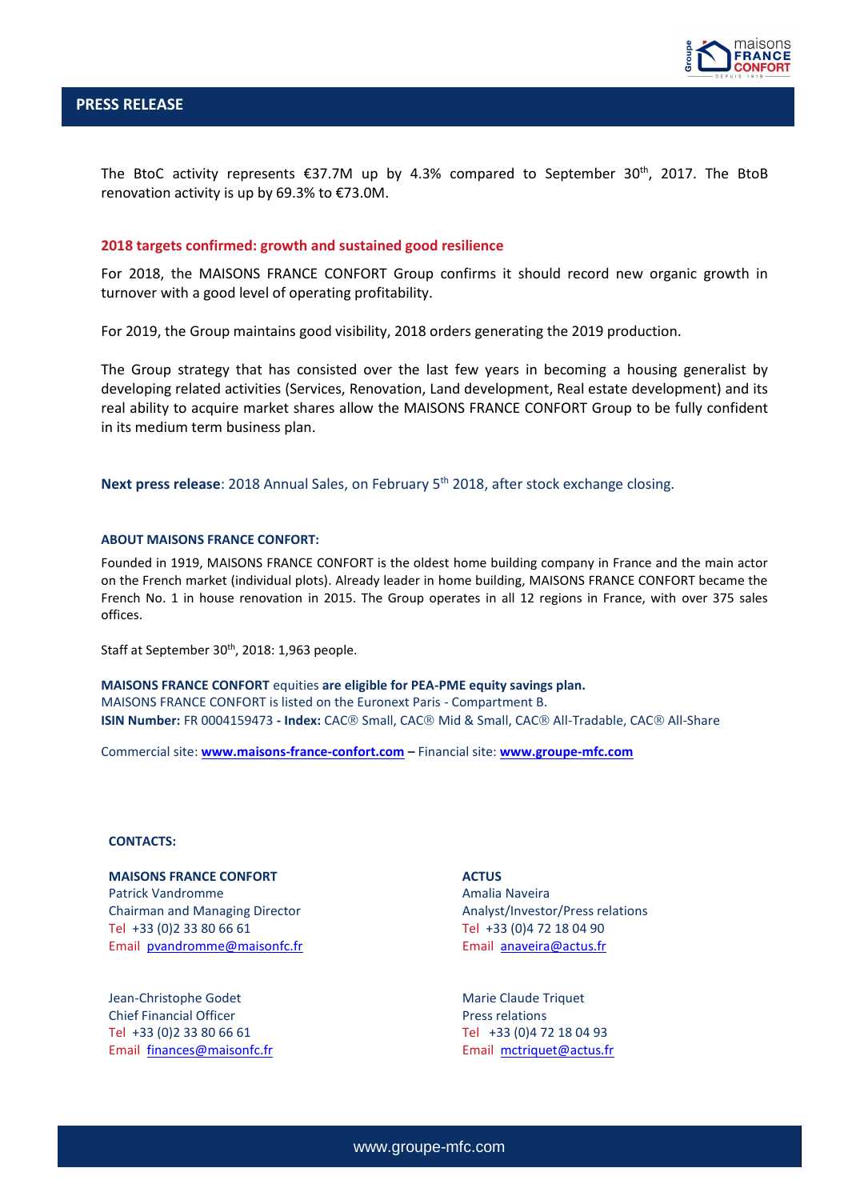The BtoC activity represents €37.7M up by 4.3% compared to September 30th, 2017. The BtoB renovation activity is up by 69.3% to €73.0M.

## 2018 targets confirmed: growth and sustained good resilience

For 2018, the MAISONS FRANCE CONFORT Group confirms it should record new organic growth in turnover with a good level of operating profitability.

For 2019, the Group maintains good visibility, 2018 orders generating the 2019 production.

The Group strategy that has consisted over the last few years in becoming a housing generalist by developing related activities (Services, Renovation, Land development, Real estate development) and its real ability to acquire market shares allow the MAISONS FRANCE CONFORT Group to be fully confident in its medium term business plan.

**Next press release**: 2018 Annual Sales, on February 5th 2018, after stock exchange closing.

**ABOUT MAISONS FRANCE CONFORT:**

Founded in 1919, MAISONS FRANCE CONFORT is the oldest home building company in France and the main actor on the French market (individual plots). Already leader in home building, MAISONS FRANCE CONFORT became the French No. 1 in house renovation in 2015. The Group operates in all 12 regions in France, with over 375 sales offices.

Staff at September 30th, 2018: 1,963 people.

**MAISONS FRANCE CONFORT** equities **are eligible for PEA-PME equity savings plan.**
MAISONS FRANCE CONFORT is listed on the Euronext Paris - Compartment B.
**ISIN Number:** FR 0004159473 **- Index:** CAC® Small, CAC® Mid & Small, CAC® All-Tradable, CAC® All-Share

Commercial site: **www.maisons-france-confort.com** **–** Financial site: **www.groupe-mfc.com**

**CONTACTS:**

**MAISONS FRANCE CONFORT**
Patrick Vandromme
Chairman and Managing Director
Tel +33 (0)2 33 80 66 61
Email pvandromme@maisonfc.fr

Jean-Christophe Godet
Chief Financial Officer
Tel +33 (0)2 33 80 66 61
Email finances@maisonfc.fr

**ACTUS**
Amalia Naveira
Analyst/Investor/Press relations
Tel +33 (0)4 72 18 04 90
Email anaveira@actus.fr

Marie Claude Triquet
Press relations
Tel +33 (0)4 72 18 04 93
Email mctriquet@actus.fr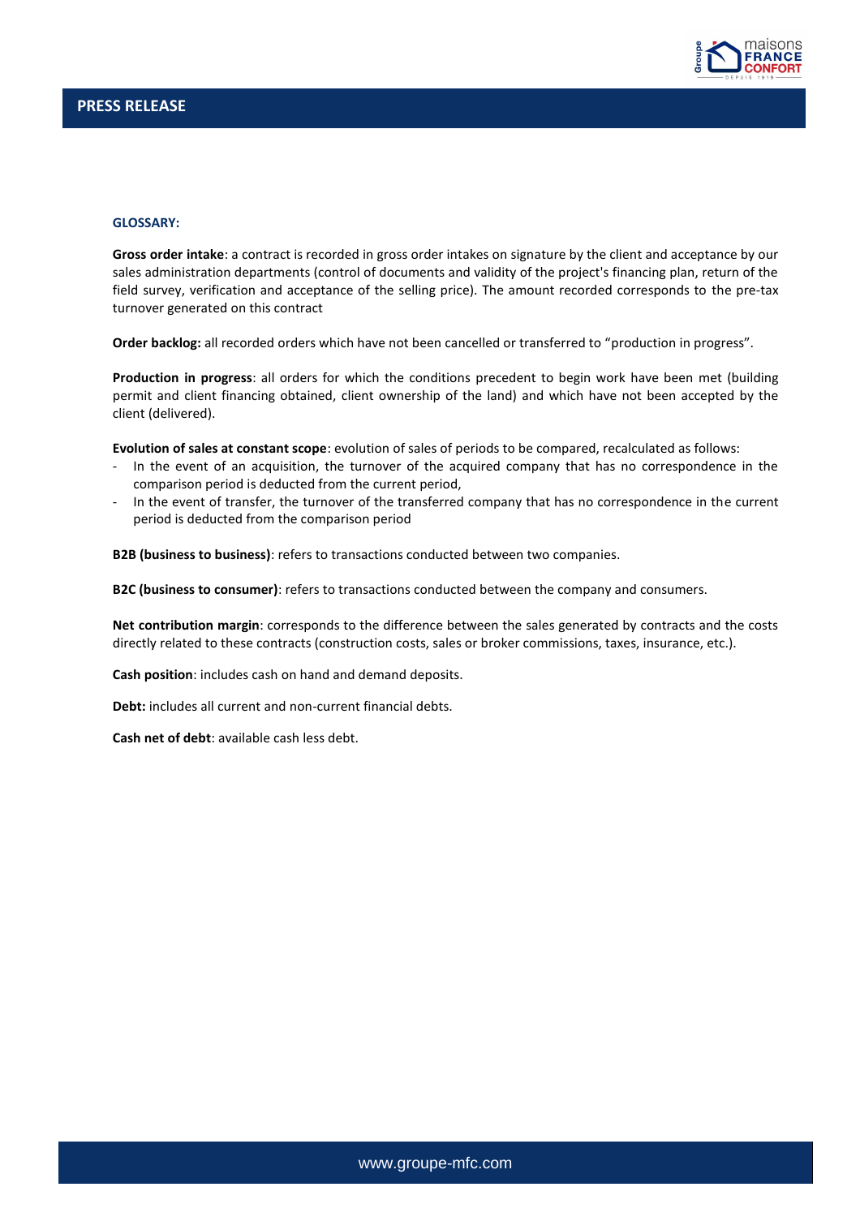**GLOSSARY:**

**Gross order intake**: a contract is recorded in gross order intakes on signature by the client and acceptance by our sales administration departments (control of documents and validity of the project's financing plan, return of the field survey, verification and acceptance of the selling price). The amount recorded corresponds to the pre-tax turnover generated on this contract

**Order backlog:** all recorded orders which have not been cancelled or transferred to "production in progress".

**Production in progress**: all orders for which the conditions precedent to begin work have been met (building permit and client financing obtained, client ownership of the land) and which have not been accepted by the client (delivered).

**Evolution of sales at constant scope**: evolution of sales of periods to be compared, recalculated as follows:

- In the event of an acquisition, the turnover of the acquired company that has no correspondence in the comparison period is deducted from the current period,
- In the event of transfer, the turnover of the transferred company that has no correspondence in the current period is deducted from the comparison period

**B2B (business to business)**: refers to transactions conducted between two companies.

**B2C (business to consumer)**: refers to transactions conducted between the company and consumers.

**Net contribution margin**: corresponds to the difference between the sales generated by contracts and the costs directly related to these contracts (construction costs, sales or broker commissions, taxes, insurance, etc.).

**Cash position**: includes cash on hand and demand deposits.

**Debt:** includes all current and non-current financial debts.

**Cash net of debt**: available cash less debt.